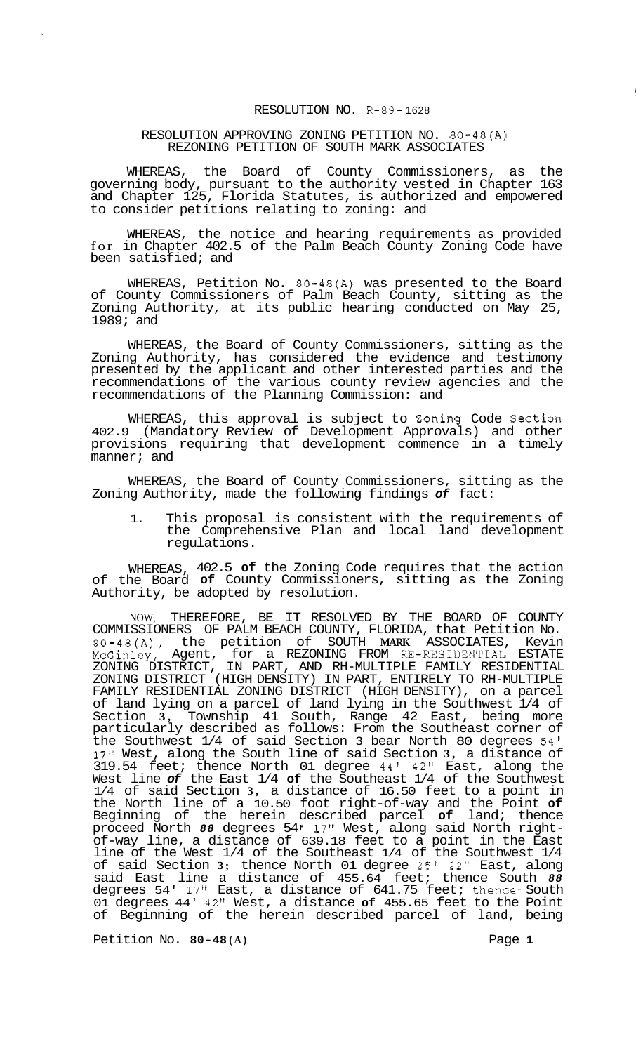# RESOLUTION NO. R-89-1628

## RESOLUTION APPROVING ZONING PETITION NO. 80-48(A) REZONING PETITION OF SOUTH MARK ASSOCIATES

WHEREAS, the Board of County Commissioners, as the governing body, pursuant to the authority vested in Chapter 163 and Chapter 125, Florida Statutes, is authorized and empowered to consider petitions relating to zoning: and

WHEREAS, the notice and hearing requirements as provided for in Chapter 402.5 of the Palm Beach County Zoning Code have been satisfied; and

WHEREAS, Petition No. 80-48(A) was presented to the Board of County Commissioners of Palm Beach County, sitting as the Zoning Authority, at its public hearing conducted on May 25, 1989; and

WHEREAS, the Board of County Commissioners, sitting as the Zoning Authority, has considered the evidence and testimony presented by the applicant and other interested parties and the recommendations of the various county review agencies and the recommendations of the Planning Commission: and

WHEREAS, this approval is subject to Zoning Code Section 402.9 (Mandatory Review of Development Approvals) and other provisions requiring that development commence in a timely manner; and

WHEREAS, the Board of County Commissioners, sitting as the Zoning Authority, made the following findings *of* fact:

1. This proposal is consistent with the requirements of the Comprehensive Plan and local land development regulations.

WHEREAS, 402.5 **of** the Zoning Code requires that the action of the Board **of** County Commissioners, sitting as the Zoning Authority, be adopted by resolution.

NOW, THEREFORE, BE IT RESOLVED BY THE BOARD OF COUNTY COMMISSIONERS OF PALM BEACH COUNTY, FLORIDA, that Petition No. 80-48(A), the petition of SOUTH **MARK** ASSOCIATES, Kevin McGinley, Agent, for a REZONING FROM RE-RESIDENTIAL ESTATE ZONING DISTRICT, IN PART, AND RH-MULTIPLE FAMILY RESIDENTIAL ZONING DISTRICT (HIGH DENSITY) IN PART, ENTIRELY TO RH-MULTIPLE FAMILY RESIDENTIAL ZONING DISTRICT (HIGH DENSITY), on a parcel of land lying on a parcel of land lying in the Southwest 1/4 of Section 3, Township 41 South, Range 42 East, being more particularly described as follows: From the Southeast corner of the Southwest 1/4 of said Section 3 bear North 80 degrees 54' 17" West, along the South line of said Section 3, a distance of 319.54 feet; thence North 01 degree 44' 42" East, along the West line *of* the East 1/4 **of** the Southeast 1/4 of the Southwest 1/4 of said Section 3, a distance of 16.50 feet to a point in the North line of a 10.50 foot right-of-way and the Point **of** Beginning of the herein described parcel **of** land; thence proceed North *88* degrees 54' 17" West, along said North right-of-way line, a distance of 639.18 feet to a point in the East line of the West 1/4 of the Southeast 1/4 of the Southwest 1/4 of said Section 3; thence North 01 degree 25' 22" East, along said East line a distance of 455.64 feet; thence South *88* degrees 54' 17" East, a distance of 641.75 feet; thence South 01 degrees 44' 42" West, a distance **of** 455.65 feet to the Point of Beginning of the herein described parcel of land, being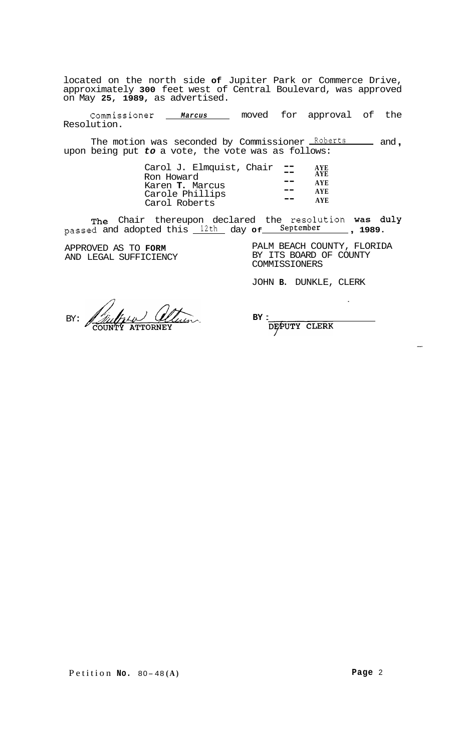located on the north side of Jupiter Park or Commerce Drive, approximately 300 feet west of Central Boulevard, was approved on May 25, 1989, as advertised.

Commissioner ___*Marcus*___ moved for approval of the Resolution.

The motion was seconded by Commissioner ___Roberts___ and, upon being put to a vote, the vote was as follows:

| | | |
|---|---|---|
| Carol J. Elmquist, Chair | -- | AYE |
| Ron Howard | -- | AYE |
| Karen T. Marcus | -- | AYE |
| Carole Phillips | -- | AYE |
| Carol Roberts | -- | AYE |

The Chair thereupon declared the resolution was duly passed and adopted this ___12th___ day of ___September___, 1989.

APPROVED AS TO FORM AND LEGAL SUFFICIENCY

BY: COUNTY ATTORNEY

PALM BEACH COUNTY, FLORIDA BY ITS BOARD OF COUNTY COMMISSIONERS

JOHN B. DUNKLE, CLERK

BY: ______________________ DEPUTY CLERK

Petition No. 80-48(A)